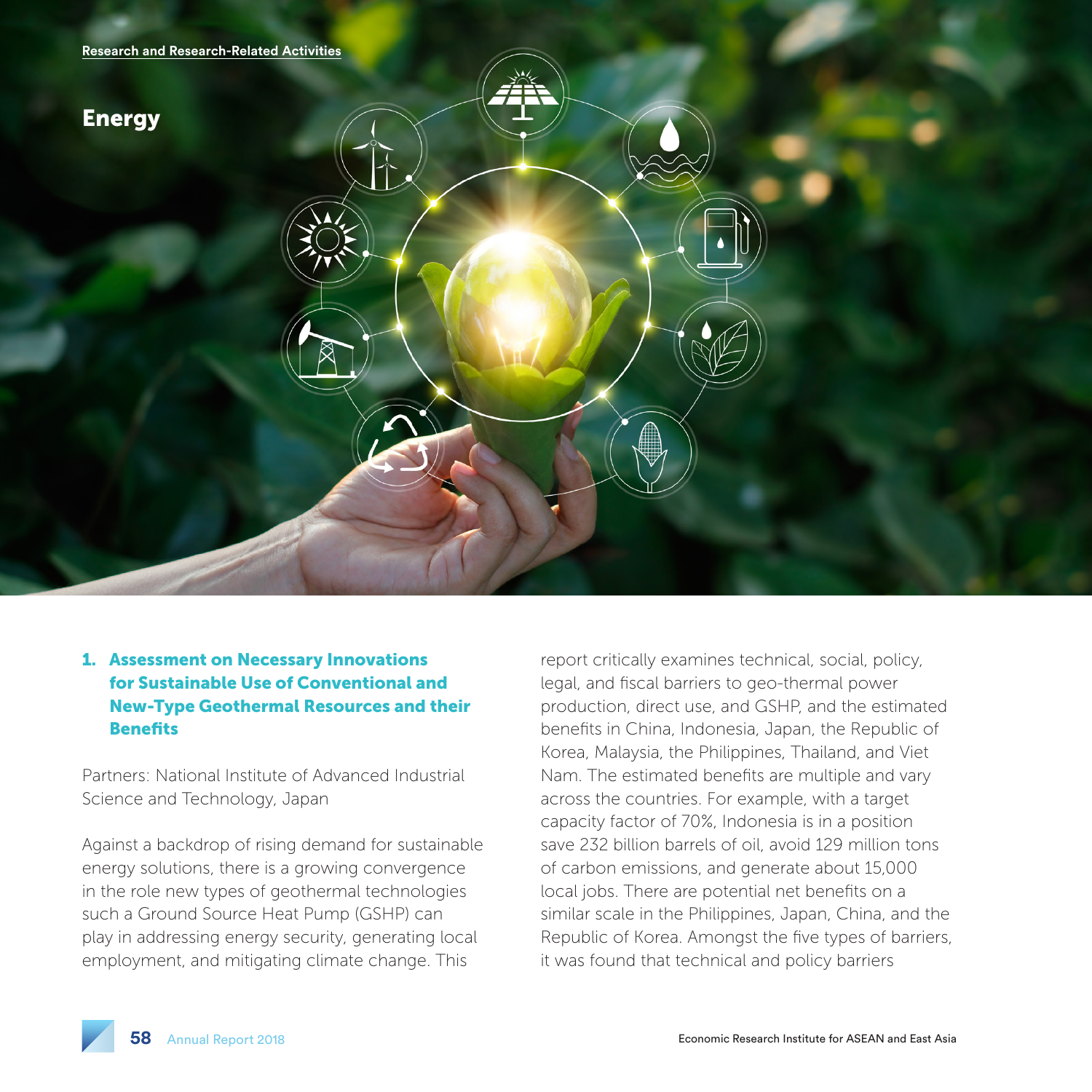Research and Research-Related Activities

# Energy

## 1. Assessment on Necessary Innovations for Sustainable Use of Conventional and New-Type Geothermal Resources and their Benefits

Partners: National Institute of Advanced Industrial Science and Technology, Japan

Against a backdrop of rising demand for sustainable energy solutions, there is a growing convergence in the role new types of geothermal technologies such a Ground Source Heat Pump (GSHP) can play in addressing energy security, generating local employment, and mitigating climate change. This report critically examines technical, social, policy, legal, and fiscal barriers to geo-thermal power production, direct use, and GSHP, and the estimated benefits in China, Indonesia, Japan, the Republic of Korea, Malaysia, the Philippines, Thailand, and Viet Nam. The estimated benefits are multiple and vary across the countries. For example, with a target capacity factor of 70%, Indonesia is in a position save 232 billion barrels of oil, avoid 129 million tons of carbon emissions, and generate about 15,000 local jobs. There are potential net benefits on a similar scale in the Philippines, Japan, China, and the Republic of Korea. Amongst the five types of barriers, it was found that technical and policy barriers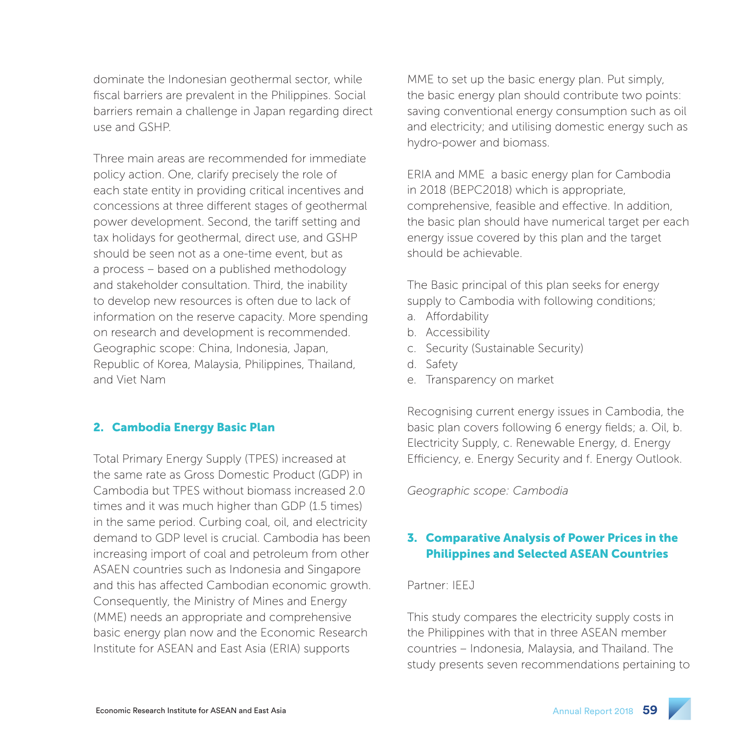dominate the Indonesian geothermal sector, while fiscal barriers are prevalent in the Philippines. Social barriers remain a challenge in Japan regarding direct use and GSHP.

Three main areas are recommended for immediate policy action. One, clarify precisely the role of each state entity in providing critical incentives and concessions at three different stages of geothermal power development. Second, the tariff setting and tax holidays for geothermal, direct use, and GSHP should be seen not as a one-time event, but as a process – based on a published methodology and stakeholder consultation. Third, the inability to develop new resources is often due to lack of information on the reserve capacity. More spending on research and development is recommended. Geographic scope: China, Indonesia, Japan, Republic of Korea, Malaysia, Philippines, Thailand, and Viet Nam

## 2. Cambodia Energy Basic Plan

Total Primary Energy Supply (TPES) increased at the same rate as Gross Domestic Product (GDP) in Cambodia but TPES without biomass increased 2.0 times and it was much higher than GDP (1.5 times) in the same period. Curbing coal, oil, and electricity demand to GDP level is crucial. Cambodia has been increasing import of coal and petroleum from other ASAEN countries such as Indonesia and Singapore and this has affected Cambodian economic growth. Consequently, the Ministry of Mines and Energy (MME) needs an appropriate and comprehensive basic energy plan now and the Economic Research Institute for ASEAN and East Asia (ERIA) supports MME to set up the basic energy plan. Put simply, the basic energy plan should contribute two points: saving conventional energy consumption such as oil and electricity; and utilising domestic energy such as hydro-power and biomass.

ERIA and MME  a basic energy plan for Cambodia in 2018 (BEPC2018) which is appropriate, comprehensive, feasible and effective. In addition, the basic plan should have numerical target per each energy issue covered by this plan and the target should be achievable.

The Basic principal of this plan seeks for energy supply to Cambodia with following conditions;

a. Affordability
b. Accessibility
c. Security (Sustainable Security)
d. Safety
e. Transparency on market

Recognising current energy issues in Cambodia, the basic plan covers following 6 energy fields; a. Oil, b. Electricity Supply, c. Renewable Energy, d. Energy Efficiency, e. Energy Security and f. Energy Outlook.

*Geographic scope: Cambodia*

## 3. Comparative Analysis of Power Prices in the Philippines and Selected ASEAN Countries

Partner: IEEJ

This study compares the electricity supply costs in the Philippines with that in three ASEAN member countries – Indonesia, Malaysia, and Thailand. The study presents seven recommendations pertaining to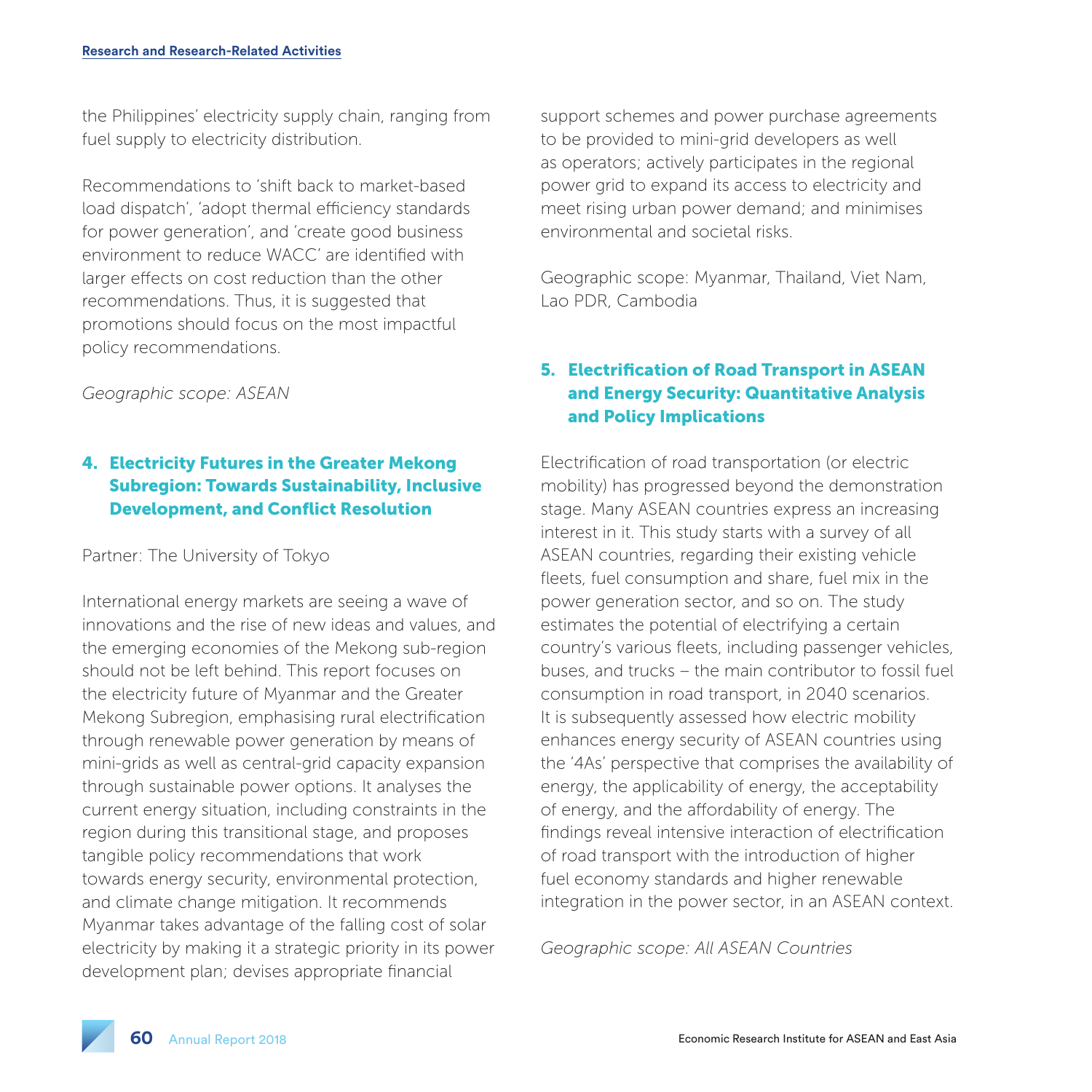the Philippines' electricity supply chain, ranging from fuel supply to electricity distribution.

Recommendations to 'shift back to market-based load dispatch', 'adopt thermal efficiency standards for power generation', and 'create good business environment to reduce WACC' are identified with larger effects on cost reduction than the other recommendations. Thus, it is suggested that promotions should focus on the most impactful policy recommendations.

*Geographic scope: ASEAN*

### 4. Electricity Futures in the Greater Mekong Subregion: Towards Sustainability, Inclusive Development, and Conflict Resolution

Partner: The University of Tokyo

International energy markets are seeing a wave of innovations and the rise of new ideas and values, and the emerging economies of the Mekong sub-region should not be left behind. This report focuses on the electricity future of Myanmar and the Greater Mekong Subregion, emphasising rural electrification through renewable power generation by means of mini-grids as well as central-grid capacity expansion through sustainable power options. It analyses the current energy situation, including constraints in the region during this transitional stage, and proposes tangible policy recommendations that work towards energy security, environmental protection, and climate change mitigation. It recommends Myanmar takes advantage of the falling cost of solar electricity by making it a strategic priority in its power development plan; devises appropriate financial support schemes and power purchase agreements to be provided to mini-grid developers as well as operators; actively participates in the regional power grid to expand its access to electricity and meet rising urban power demand; and minimises environmental and societal risks.

Geographic scope: Myanmar, Thailand, Viet Nam, Lao PDR, Cambodia

### 5. Electrification of Road Transport in ASEAN and Energy Security: Quantitative Analysis and Policy Implications

Electrification of road transportation (or electric mobility) has progressed beyond the demonstration stage. Many ASEAN countries express an increasing interest in it. This study starts with a survey of all ASEAN countries, regarding their existing vehicle fleets, fuel consumption and share, fuel mix in the power generation sector, and so on. The study estimates the potential of electrifying a certain country's various fleets, including passenger vehicles, buses, and trucks – the main contributor to fossil fuel consumption in road transport, in 2040 scenarios. It is subsequently assessed how electric mobility enhances energy security of ASEAN countries using the '4As' perspective that comprises the availability of energy, the applicability of energy, the acceptability of energy, and the affordability of energy. The findings reveal intensive interaction of electrification of road transport with the introduction of higher fuel economy standards and higher renewable integration in the power sector, in an ASEAN context.

*Geographic scope: All ASEAN Countries*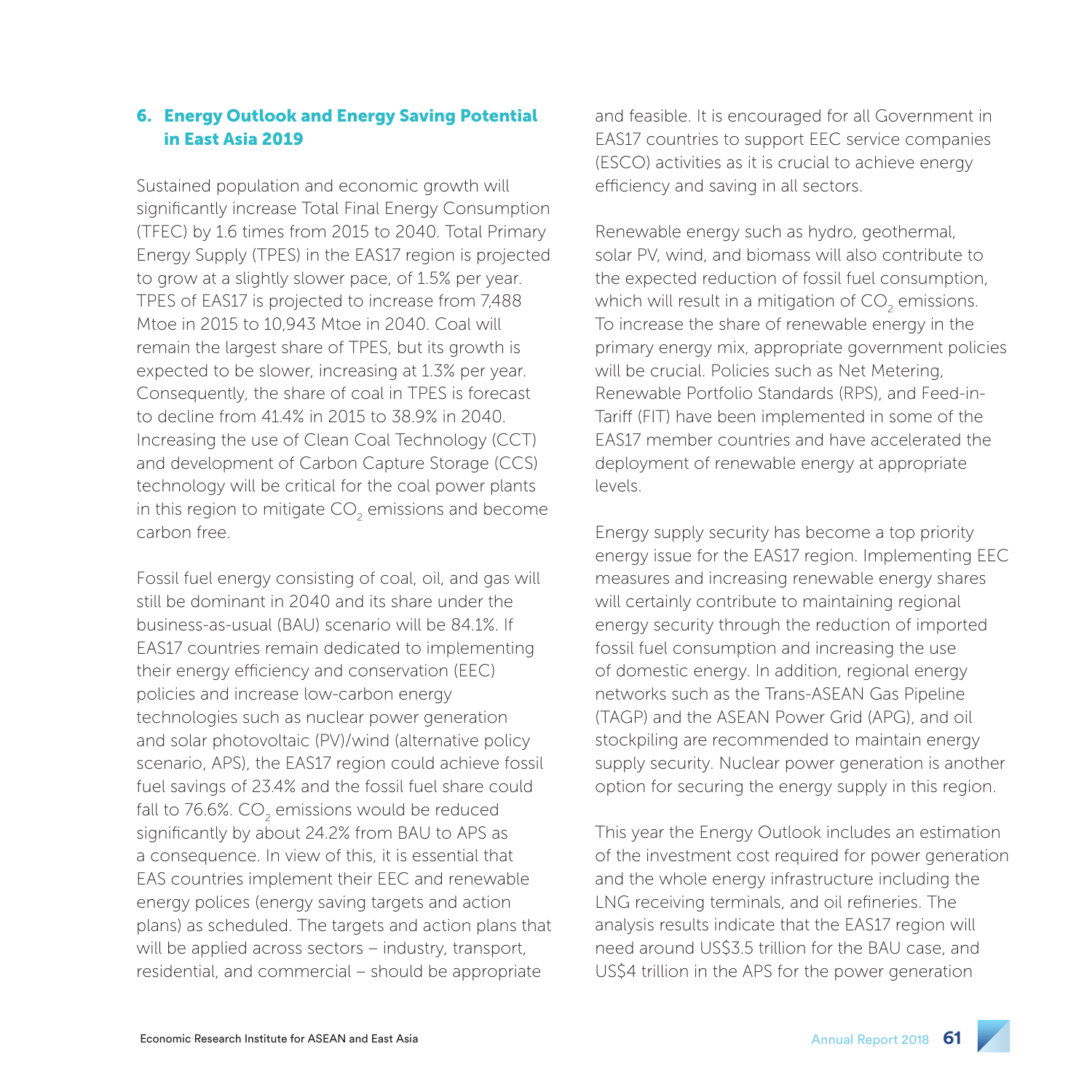## 6. Energy Outlook and Energy Saving Potential in East Asia 2019

Sustained population and economic growth will significantly increase Total Final Energy Consumption (TFEC) by 1.6 times from 2015 to 2040. Total Primary Energy Supply (TPES) in the EAS17 region is projected to grow at a slightly slower pace, of 1.5% per year. TPES of EAS17 is projected to increase from 7,488 Mtoe in 2015 to 10,943 Mtoe in 2040. Coal will remain the largest share of TPES, but its growth is expected to be slower, increasing at 1.3% per year. Consequently, the share of coal in TPES is forecast to decline from 41.4% in 2015 to 38.9% in 2040. Increasing the use of Clean Coal Technology (CCT) and development of Carbon Capture Storage (CCS) technology will be critical for the coal power plants in this region to mitigate $CO_2$ emissions and become carbon free.

Fossil fuel energy consisting of coal, oil, and gas will still be dominant in 2040 and its share under the business-as-usual (BAU) scenario will be 84.1%. If EAS17 countries remain dedicated to implementing their energy efficiency and conservation (EEC) policies and increase low-carbon energy technologies such as nuclear power generation and solar photovoltaic (PV)/wind (alternative policy scenario, APS), the EAS17 region could achieve fossil fuel savings of 23.4% and the fossil fuel share could fall to 76.6%. $CO_2$ emissions would be reduced significantly by about 24.2% from BAU to APS as a consequence. In view of this, it is essential that EAS countries implement their EEC and renewable energy polices (energy saving targets and action plans) as scheduled. The targets and action plans that will be applied across sectors – industry, transport, residential, and commercial – should be appropriate and feasible. It is encouraged for all Government in EAS17 countries to support EEC service companies (ESCO) activities as it is crucial to achieve energy efficiency and saving in all sectors.

Renewable energy such as hydro, geothermal, solar PV, wind, and biomass will also contribute to the expected reduction of fossil fuel consumption, which will result in a mitigation of $CO_2$ emissions. To increase the share of renewable energy in the primary energy mix, appropriate government policies will be crucial. Policies such as Net Metering, Renewable Portfolio Standards (RPS), and Feed-in-Tariff (FIT) have been implemented in some of the EAS17 member countries and have accelerated the deployment of renewable energy at appropriate levels.

Energy supply security has become a top priority energy issue for the EAS17 region. Implementing EEC measures and increasing renewable energy shares will certainly contribute to maintaining regional energy security through the reduction of imported fossil fuel consumption and increasing the use of domestic energy. In addition, regional energy networks such as the Trans-ASEAN Gas Pipeline (TAGP) and the ASEAN Power Grid (APG), and oil stockpiling are recommended to maintain energy supply security. Nuclear power generation is another option for securing the energy supply in this region.

This year the Energy Outlook includes an estimation of the investment cost required for power generation and the whole energy infrastructure including the LNG receiving terminals, and oil refineries. The analysis results indicate that the EAS17 region will need around US$3.5 trillion for the BAU case, and US$4 trillion in the APS for the power generation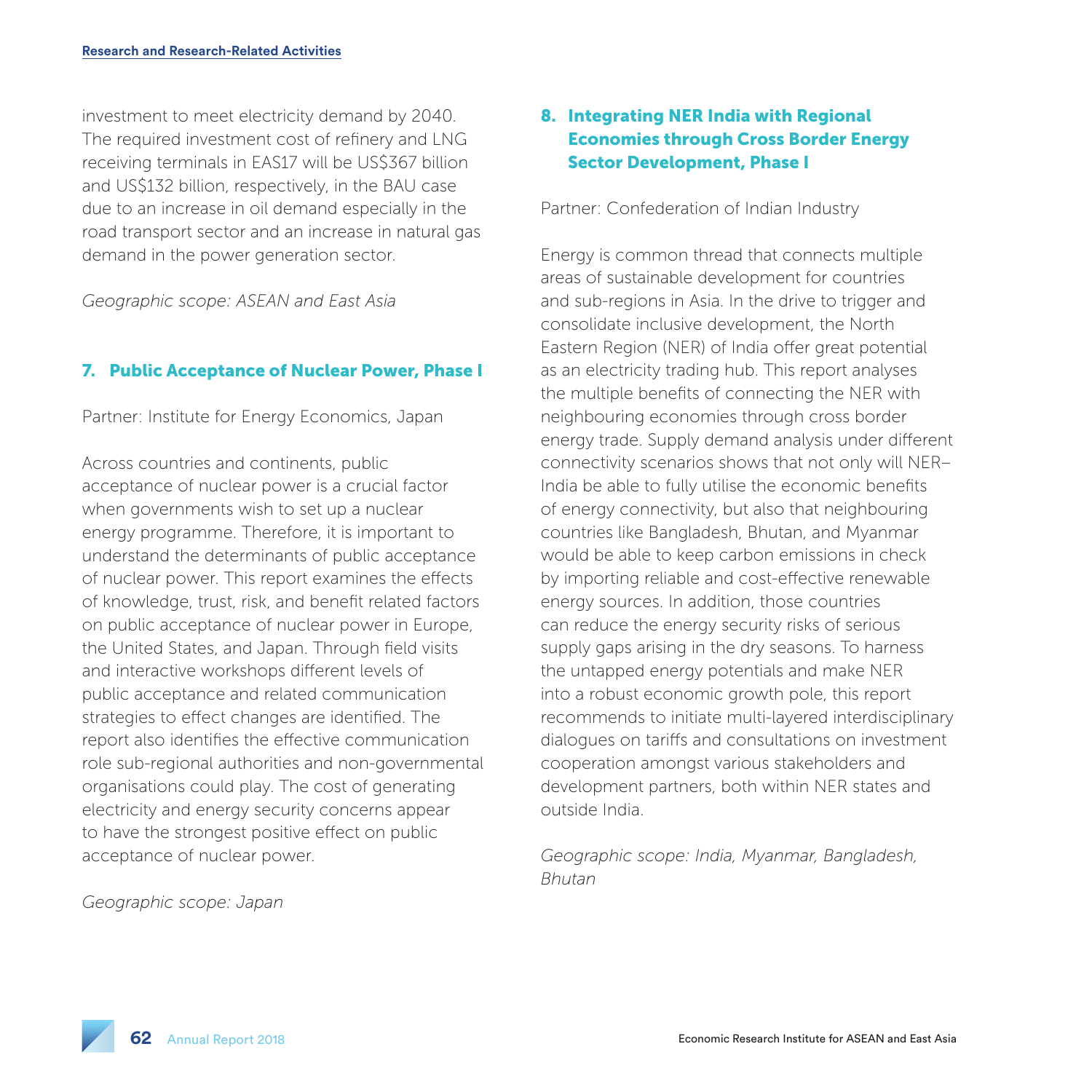investment to meet electricity demand by 2040. The required investment cost of refinery and LNG receiving terminals in EAS17 will be US$367 billion and US$132 billion, respectively, in the BAU case due to an increase in oil demand especially in the road transport sector and an increase in natural gas demand in the power generation sector.

*Geographic scope: ASEAN and East Asia*

### 7. Public Acceptance of Nuclear Power, Phase I

Partner: Institute for Energy Economics, Japan

Across countries and continents, public acceptance of nuclear power is a crucial factor when governments wish to set up a nuclear energy programme. Therefore, it is important to understand the determinants of public acceptance of nuclear power. This report examines the effects of knowledge, trust, risk, and benefit related factors on public acceptance of nuclear power in Europe, the United States, and Japan. Through field visits and interactive workshops different levels of public acceptance and related communication strategies to effect changes are identified. The report also identifies the effective communication role sub-regional authorities and non-governmental organisations could play. The cost of generating electricity and energy security concerns appear to have the strongest positive effect on public acceptance of nuclear power.

*Geographic scope: Japan*

### 8. Integrating NER India with Regional Economies through Cross Border Energy Sector Development, Phase I

Partner: Confederation of Indian Industry

Energy is common thread that connects multiple areas of sustainable development for countries and sub-regions in Asia. In the drive to trigger and consolidate inclusive development, the North Eastern Region (NER) of India offer great potential as an electricity trading hub. This report analyses the multiple benefits of connecting the NER with neighbouring economies through cross border energy trade. Supply demand analysis under different connectivity scenarios shows that not only will NER–India be able to fully utilise the economic benefits of energy connectivity, but also that neighbouring countries like Bangladesh, Bhutan, and Myanmar would be able to keep carbon emissions in check by importing reliable and cost-effective renewable energy sources. In addition, those countries can reduce the energy security risks of serious supply gaps arising in the dry seasons. To harness the untapped energy potentials and make NER into a robust economic growth pole, this report recommends to initiate multi-layered interdisciplinary dialogues on tariffs and consultations on investment cooperation amongst various stakeholders and development partners, both within NER states and outside India.

*Geographic scope: India, Myanmar, Bangladesh, Bhutan*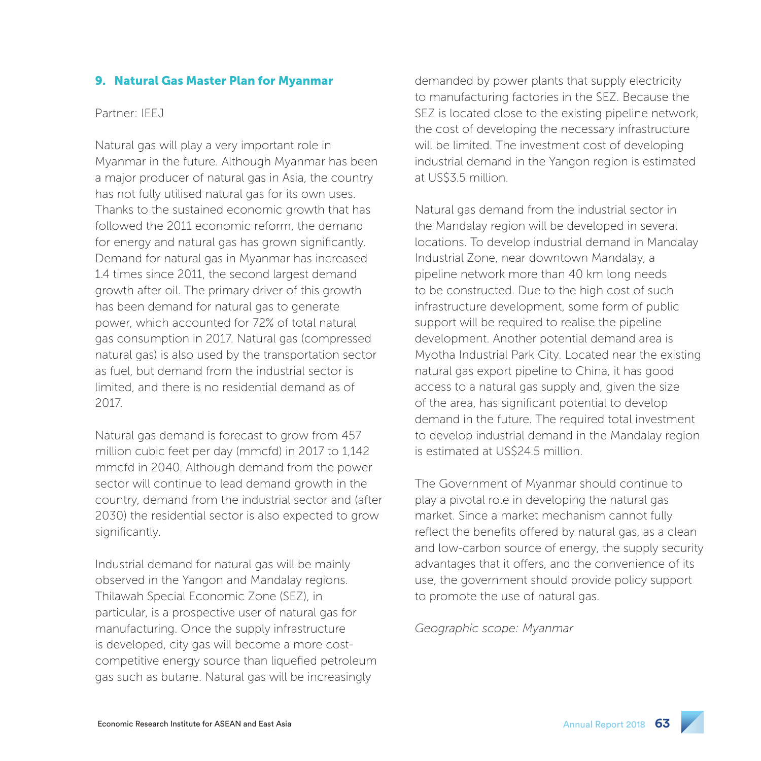## 9. Natural Gas Master Plan for Myanmar

Partner: IEEJ

Natural gas will play a very important role in Myanmar in the future. Although Myanmar has been a major producer of natural gas in Asia, the country has not fully utilised natural gas for its own uses. Thanks to the sustained economic growth that has followed the 2011 economic reform, the demand for energy and natural gas has grown significantly. Demand for natural gas in Myanmar has increased 1.4 times since 2011, the second largest demand growth after oil. The primary driver of this growth has been demand for natural gas to generate power, which accounted for 72% of total natural gas consumption in 2017. Natural gas (compressed natural gas) is also used by the transportation sector as fuel, but demand from the industrial sector is limited, and there is no residential demand as of 2017.

Natural gas demand is forecast to grow from 457 million cubic feet per day (mmcfd) in 2017 to 1,142 mmcfd in 2040. Although demand from the power sector will continue to lead demand growth in the country, demand from the industrial sector and (after 2030) the residential sector is also expected to grow significantly.

Industrial demand for natural gas will be mainly observed in the Yangon and Mandalay regions. Thilawah Special Economic Zone (SEZ), in particular, is a prospective user of natural gas for manufacturing. Once the supply infrastructure is developed, city gas will become a more cost-competitive energy source than liquefied petroleum gas such as butane. Natural gas will be increasingly demanded by power plants that supply electricity to manufacturing factories in the SEZ. Because the SEZ is located close to the existing pipeline network, the cost of developing the necessary infrastructure will be limited. The investment cost of developing industrial demand in the Yangon region is estimated at US$3.5 million.

Natural gas demand from the industrial sector in the Mandalay region will be developed in several locations. To develop industrial demand in Mandalay Industrial Zone, near downtown Mandalay, a pipeline network more than 40 km long needs to be constructed. Due to the high cost of such infrastructure development, some form of public support will be required to realise the pipeline development. Another potential demand area is Myotha Industrial Park City. Located near the existing natural gas export pipeline to China, it has good access to a natural gas supply and, given the size of the area, has significant potential to develop demand in the future. The required total investment to develop industrial demand in the Mandalay region is estimated at US$24.5 million.

The Government of Myanmar should continue to play a pivotal role in developing the natural gas market. Since a market mechanism cannot fully reflect the benefits offered by natural gas, as a clean and low-carbon source of energy, the supply security advantages that it offers, and the convenience of its use, the government should provide policy support to promote the use of natural gas.

*Geographic scope: Myanmar*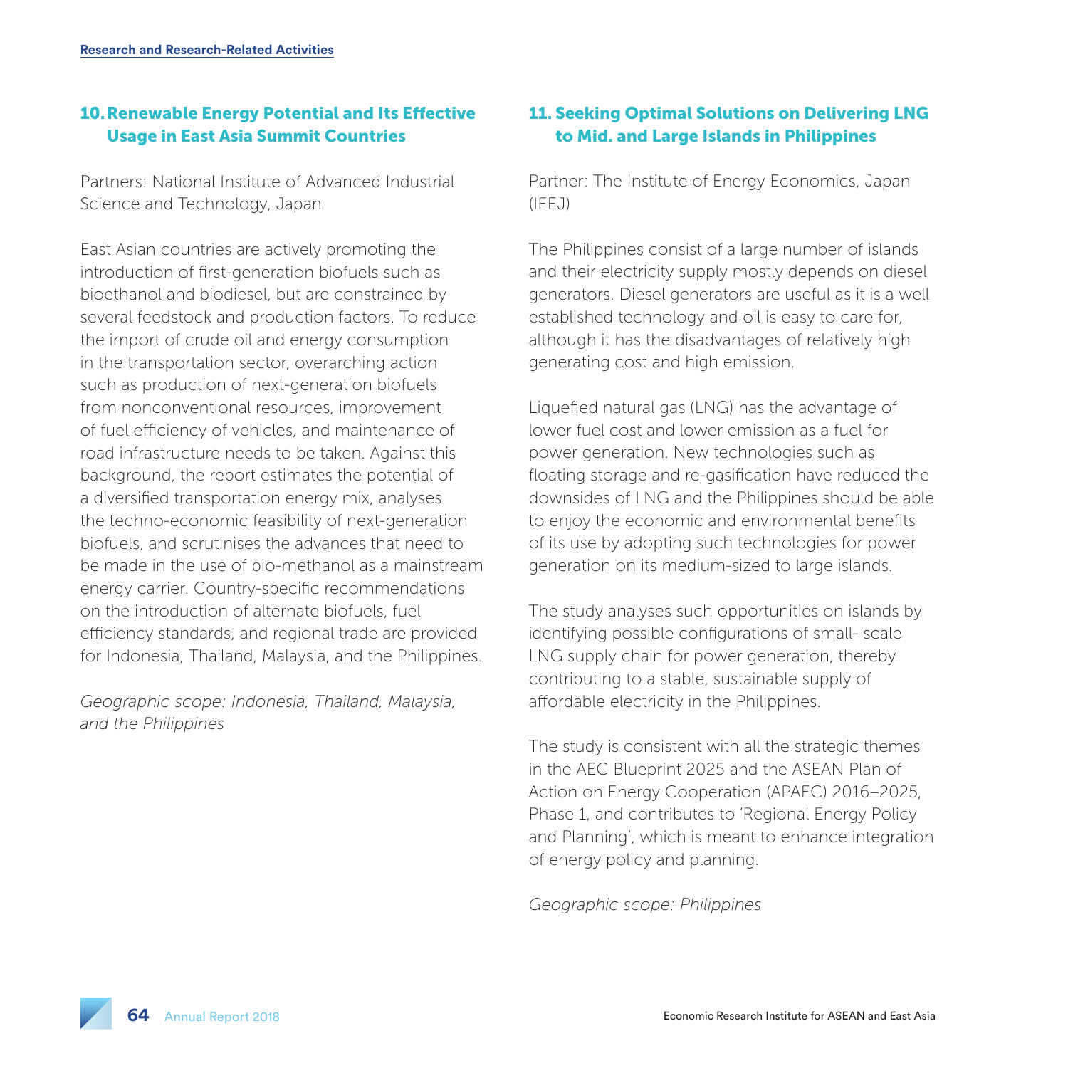## 10. Renewable Energy Potential and Its Effective Usage in East Asia Summit Countries

Partners: National Institute of Advanced Industrial Science and Technology, Japan

East Asian countries are actively promoting the introduction of first-generation biofuels such as bioethanol and biodiesel, but are constrained by several feedstock and production factors. To reduce the import of crude oil and energy consumption in the transportation sector, overarching action such as production of next-generation biofuels from nonconventional resources, improvement of fuel efficiency of vehicles, and maintenance of road infrastructure needs to be taken. Against this background, the report estimates the potential of a diversified transportation energy mix, analyses the techno-economic feasibility of next-generation biofuels, and scrutinises the advances that need to be made in the use of bio-methanol as a mainstream energy carrier. Country-specific recommendations on the introduction of alternate biofuels, fuel efficiency standards, and regional trade are provided for Indonesia, Thailand, Malaysia, and the Philippines.

*Geographic scope: Indonesia, Thailand, Malaysia, and the Philippines*

## 11. Seeking Optimal Solutions on Delivering LNG to Mid. and Large Islands in Philippines

Partner: The Institute of Energy Economics, Japan (IEEJ)

The Philippines consist of a large number of islands and their electricity supply mostly depends on diesel generators. Diesel generators are useful as it is a well established technology and oil is easy to care for, although it has the disadvantages of relatively high generating cost and high emission.

Liquefied natural gas (LNG) has the advantage of lower fuel cost and lower emission as a fuel for power generation. New technologies such as floating storage and re-gasification have reduced the downsides of LNG and the Philippines should be able to enjoy the economic and environmental benefits of its use by adopting such technologies for power generation on its medium-sized to large islands.

The study analyses such opportunities on islands by identifying possible configurations of small- scale LNG supply chain for power generation, thereby contributing to a stable, sustainable supply of affordable electricity in the Philippines.

The study is consistent with all the strategic themes in the AEC Blueprint 2025 and the ASEAN Plan of Action on Energy Cooperation (APAEC) 2016–2025, Phase 1, and contributes to 'Regional Energy Policy and Planning', which is meant to enhance integration of energy policy and planning.

*Geographic scope: Philippines*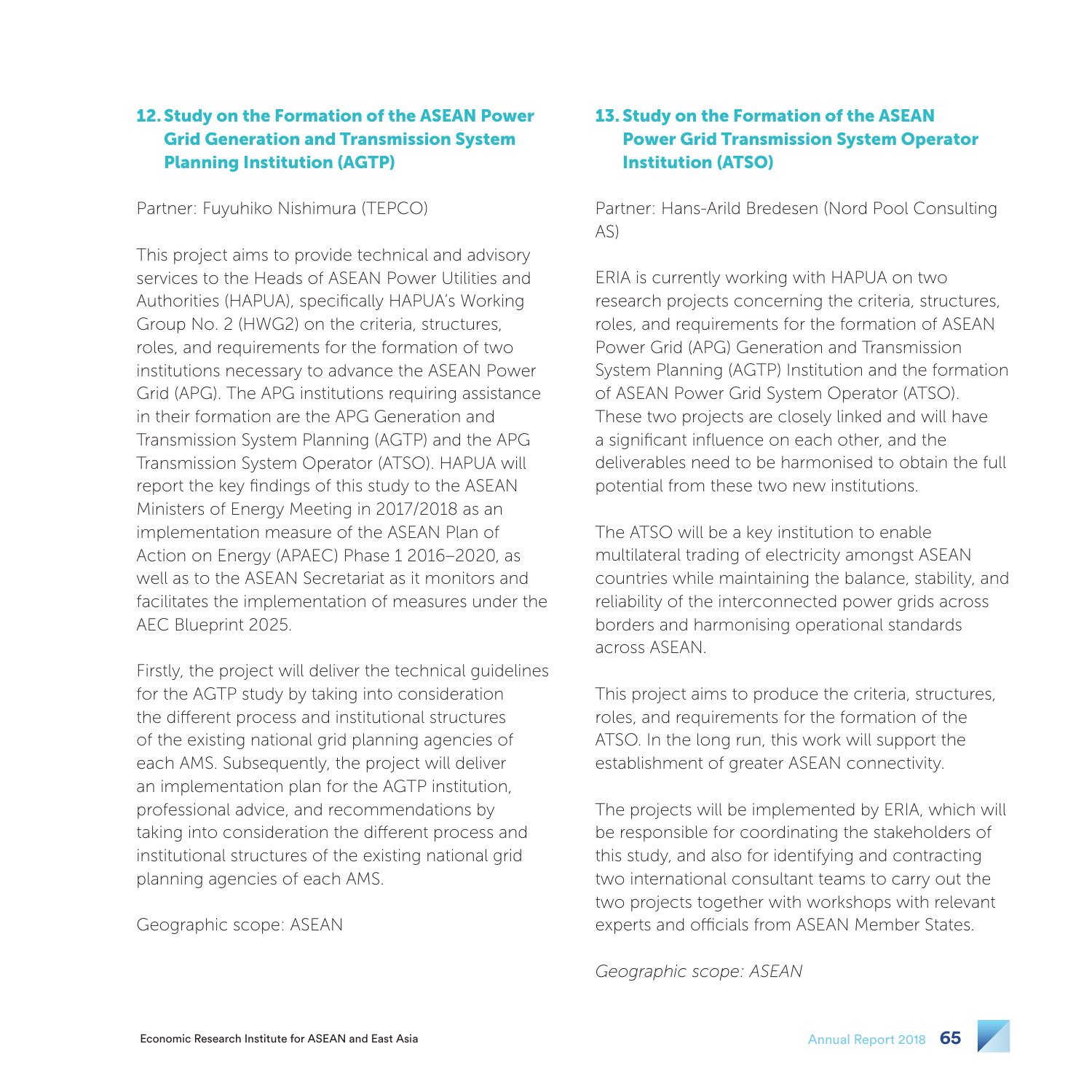### 12. Study on the Formation of the ASEAN Power Grid Generation and Transmission System Planning Institution (AGTP)

Partner: Fuyuhiko Nishimura (TEPCO)

This project aims to provide technical and advisory services to the Heads of ASEAN Power Utilities and Authorities (HAPUA), specifically HAPUA's Working Group No. 2 (HWG2) on the criteria, structures, roles, and requirements for the formation of two institutions necessary to advance the ASEAN Power Grid (APG). The APG institutions requiring assistance in their formation are the APG Generation and Transmission System Planning (AGTP) and the APG Transmission System Operator (ATSO). HAPUA will report the key findings of this study to the ASEAN Ministers of Energy Meeting in 2017/2018 as an implementation measure of the ASEAN Plan of Action on Energy (APAEC) Phase 1 2016–2020, as well as to the ASEAN Secretariat as it monitors and facilitates the implementation of measures under the AEC Blueprint 2025.

Firstly, the project will deliver the technical guidelines for the AGTP study by taking into consideration the different process and institutional structures of the existing national grid planning agencies of each AMS. Subsequently, the project will deliver an implementation plan for the AGTP institution, professional advice, and recommendations by taking into consideration the different process and institutional structures of the existing national grid planning agencies of each AMS.

Geographic scope: ASEAN

### 13. Study on the Formation of the ASEAN Power Grid Transmission System Operator Institution (ATSO)

Partner: Hans-Arild Bredesen (Nord Pool Consulting AS)

ERIA is currently working with HAPUA on two research projects concerning the criteria, structures, roles, and requirements for the formation of ASEAN Power Grid (APG) Generation and Transmission System Planning (AGTP) Institution and the formation of ASEAN Power Grid System Operator (ATSO). These two projects are closely linked and will have a significant influence on each other, and the deliverables need to be harmonised to obtain the full potential from these two new institutions.

The ATSO will be a key institution to enable multilateral trading of electricity amongst ASEAN countries while maintaining the balance, stability, and reliability of the interconnected power grids across borders and harmonising operational standards across ASEAN.

This project aims to produce the criteria, structures, roles, and requirements for the formation of the ATSO. In the long run, this work will support the establishment of greater ASEAN connectivity.

The projects will be implemented by ERIA, which will be responsible for coordinating the stakeholders of this study, and also for identifying and contracting two international consultant teams to carry out the two projects together with workshops with relevant experts and officials from ASEAN Member States.

*Geographic scope: ASEAN*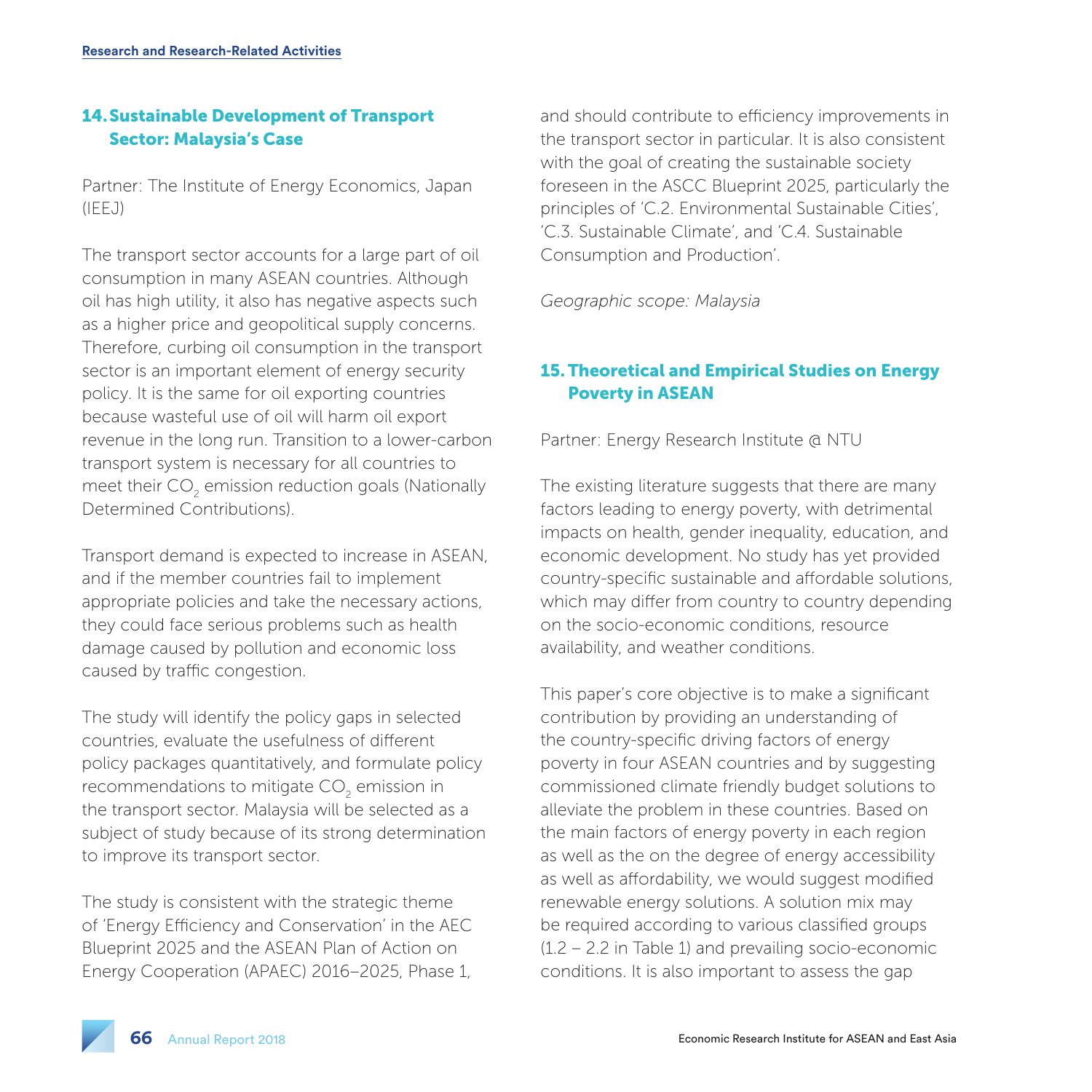## 14. Sustainable Development of Transport Sector: Malaysia's Case

Partner: The Institute of Energy Economics, Japan (IEEJ)

The transport sector accounts for a large part of oil consumption in many ASEAN countries. Although oil has high utility, it also has negative aspects such as a higher price and geopolitical supply concerns. Therefore, curbing oil consumption in the transport sector is an important element of energy security policy. It is the same for oil exporting countries because wasteful use of oil will harm oil export revenue in the long run. Transition to a lower-carbon transport system is necessary for all countries to meet their $CO_2$ emission reduction goals (Nationally Determined Contributions).

Transport demand is expected to increase in ASEAN, and if the member countries fail to implement appropriate policies and take the necessary actions, they could face serious problems such as health damage caused by pollution and economic loss caused by traffic congestion.

The study will identify the policy gaps in selected countries, evaluate the usefulness of different policy packages quantitatively, and formulate policy recommendations to mitigate $CO_2$ emission in the transport sector. Malaysia will be selected as a subject of study because of its strong determination to improve its transport sector.

The study is consistent with the strategic theme of 'Energy Efficiency and Conservation' in the AEC Blueprint 2025 and the ASEAN Plan of Action on Energy Cooperation (APAEC) 2016–2025, Phase 1, and should contribute to efficiency improvements in the transport sector in particular. It is also consistent with the goal of creating the sustainable society foreseen in the ASCC Blueprint 2025, particularly the principles of 'C.2. Environmental Sustainable Cities', 'C.3. Sustainable Climate', and 'C.4. Sustainable Consumption and Production'.

*Geographic scope: Malaysia*

## 15. Theoretical and Empirical Studies on Energy Poverty in ASEAN

Partner: Energy Research Institute @ NTU

The existing literature suggests that there are many factors leading to energy poverty, with detrimental impacts on health, gender inequality, education, and economic development. No study has yet provided country-specific sustainable and affordable solutions, which may differ from country to country depending on the socio-economic conditions, resource availability, and weather conditions.

This paper's core objective is to make a significant contribution by providing an understanding of the country-specific driving factors of energy poverty in four ASEAN countries and by suggesting commissioned climate friendly budget solutions to alleviate the problem in these countries. Based on the main factors of energy poverty in each region as well as the on the degree of energy accessibility as well as affordability, we would suggest modified renewable energy solutions. A solution mix may be required according to various classified groups (1.2 – 2.2 in Table 1) and prevailing socio-economic conditions. It is also important to assess the gap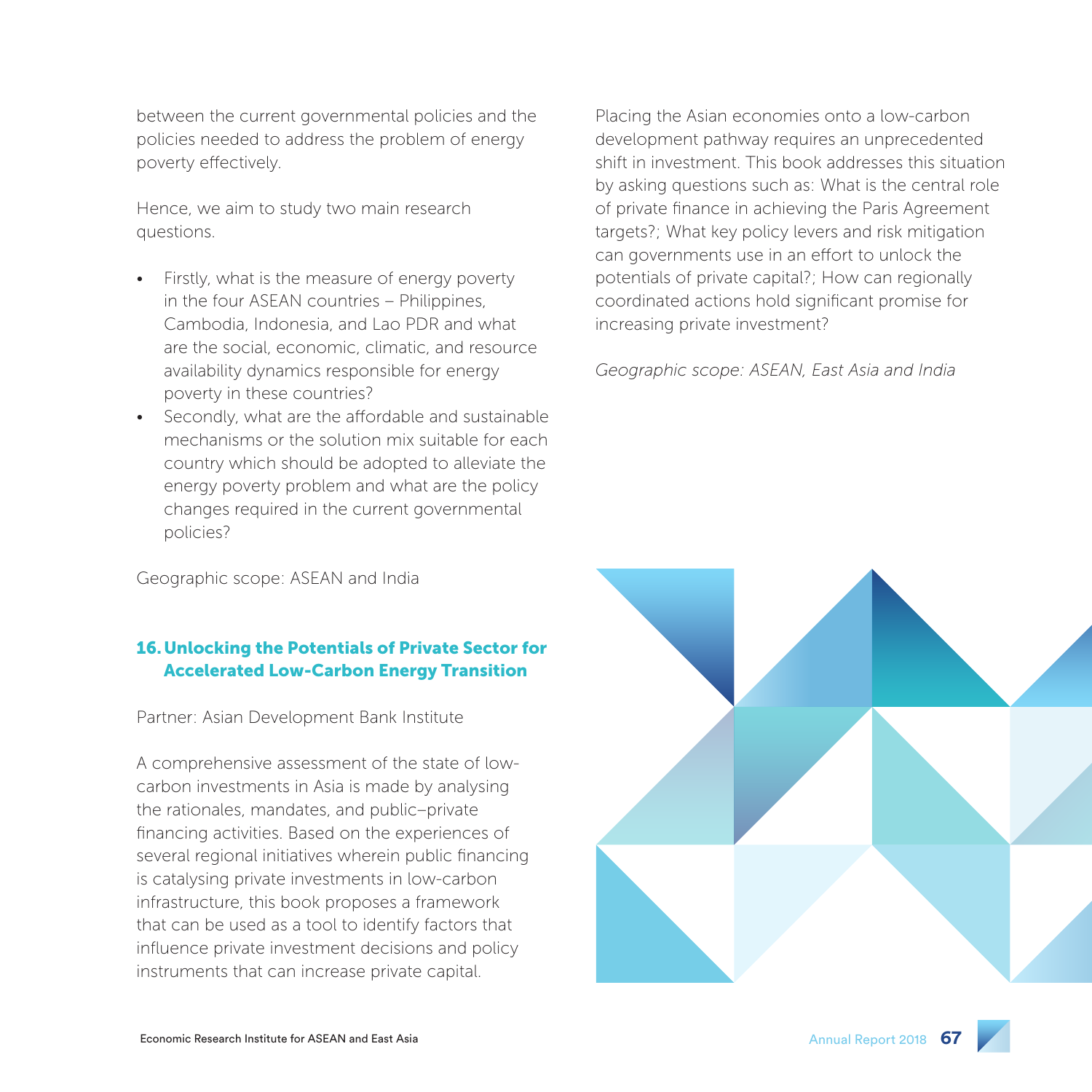between the current governmental policies and the policies needed to address the problem of energy poverty effectively.

Hence, we aim to study two main research questions.

- Firstly, what is the measure of energy poverty in the four ASEAN countries – Philippines, Cambodia, Indonesia, and Lao PDR and what are the social, economic, climatic, and resource availability dynamics responsible for energy poverty in these countries?
- Secondly, what are the affordable and sustainable mechanisms or the solution mix suitable for each country which should be adopted to alleviate the energy poverty problem and what are the policy changes required in the current governmental policies?

Geographic scope: ASEAN and India

## 16. Unlocking the Potentials of Private Sector for Accelerated Low-Carbon Energy Transition

Partner: Asian Development Bank Institute

A comprehensive assessment of the state of low-carbon investments in Asia is made by analysing the rationales, mandates, and public–private financing activities. Based on the experiences of several regional initiatives wherein public financing is catalysing private investments in low-carbon infrastructure, this book proposes a framework that can be used as a tool to identify factors that influence private investment decisions and policy instruments that can increase private capital.

Placing the Asian economies onto a low-carbon development pathway requires an unprecedented shift in investment. This book addresses this situation by asking questions such as: What is the central role of private finance in achieving the Paris Agreement targets?; What key policy levers and risk mitigation can governments use in an effort to unlock the potentials of private capital?; How can regionally coordinated actions hold significant promise for increasing private investment?

*Geographic scope: ASEAN, East Asia and India*